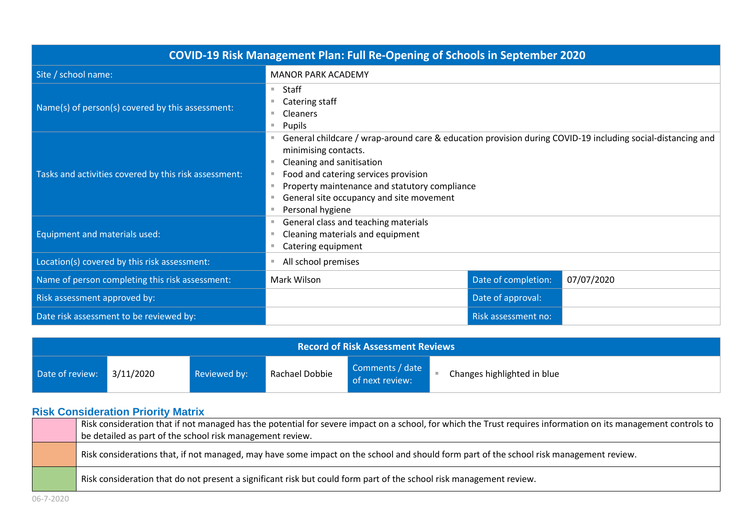| COVID-19 Risk Management Plan: Full Re-Opening of Schools in September 2020 | | | |
|---|---|---|---|
| Site / school name: | MANOR PARK ACADEMY | | |
| Name(s) of person(s) covered by this assessment: | ▪ Staff<br>▪ Catering staff<br>▪ Cleaners<br>▪ Pupils | | |
| Tasks and activities covered by this risk assessment: | ▪ General childcare / wrap-around care & education provision during COVID-19 including social-distancing and minimising contacts.<br>▪ Cleaning and sanitisation<br>▪ Food and catering services provision<br>▪ Property maintenance and statutory compliance<br>▪ General site occupancy and site movement<br>▪ Personal hygiene | | |
| Equipment and materials used: | ▪ General class and teaching materials<br>▪ Cleaning materials and equipment<br>▪ Catering equipment | | |
| Location(s) covered by this risk assessment: | ▪ All school premises | | |
| Name of person completing this risk assessment: | Mark Wilson | Date of completion: | 07/07/2020 |
| Risk assessment approved by: | | Date of approval: | |
| Date risk assessment to be reviewed by: | | Risk assessment no: | |

| Record of Risk Assessment Reviews | | | | | |
|---|---|---|---|---|---|
| Date of review: | 3/11/2020 | Reviewed by: | Rachael Dobbie | Comments / date of next review: | ▪ Changes highlighted in blue |

## Risk Consideration Priority Matrix

| | |
|---|---|
| (Pink) | Risk consideration that if not managed has the potential for severe impact on a school, for which the Trust requires information on its management controls to be detailed as part of the school risk management review. |
| (Orange) | Risk considerations that, if not managed, may have some impact on the school and should form part of the school risk management review. |
| (Green) | Risk consideration that do not present a significant risk but could form part of the school risk management review. |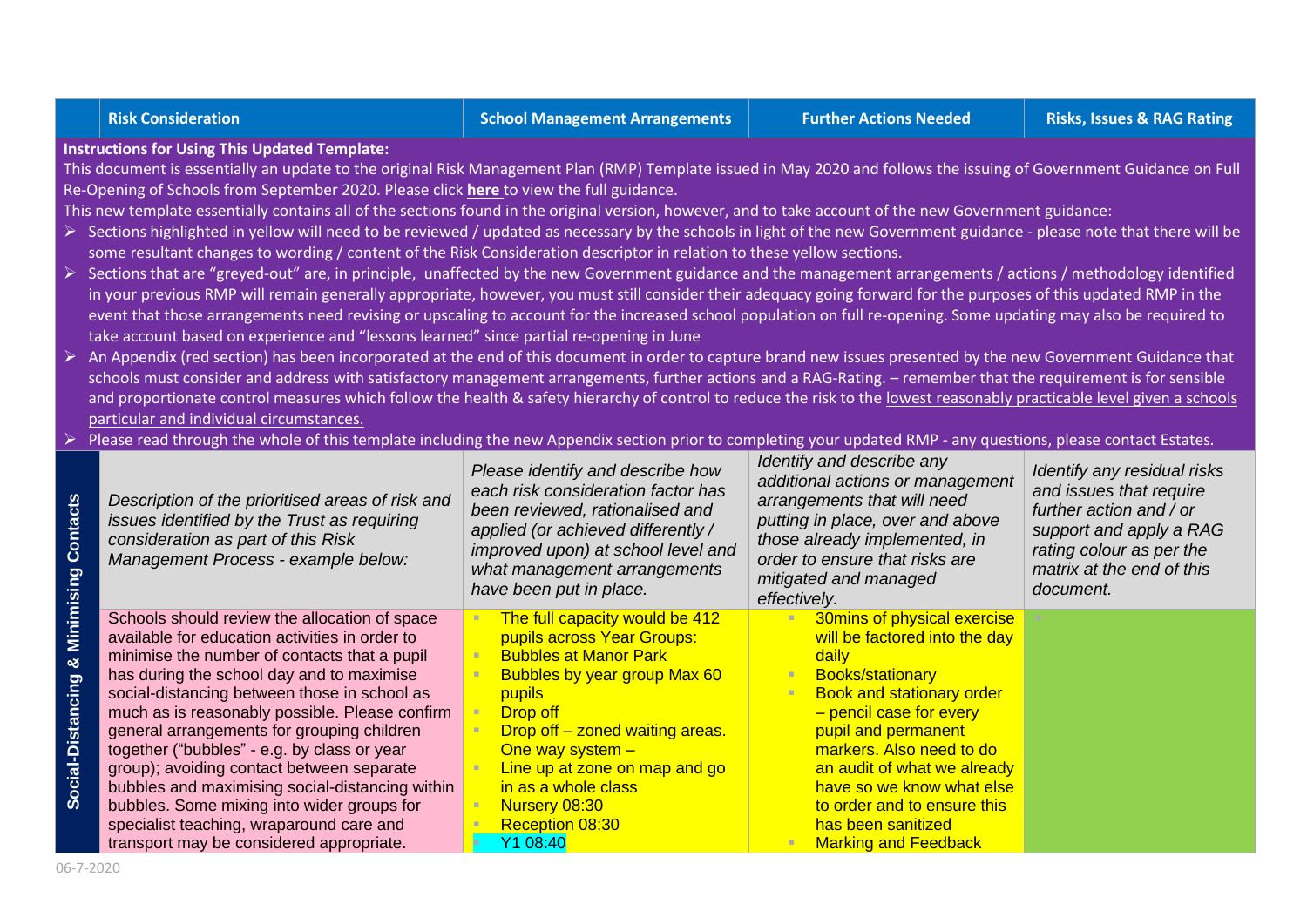| | Risk Consideration | School Management Arrangements | Further Actions Needed | Risks, Issues & RAG Rating |
|---|---|---|---|---|

**Instructions for Using This Updated Template:**

This document is essentially an update to the original Risk Management Plan (RMP) Template issued in May 2020 and follows the issuing of Government Guidance on Full Re-Opening of Schools from September 2020. Please click **here** to view the full guidance.

This new template essentially contains all of the sections found in the original version, however, and to take account of the new Government guidance:

- Sections highlighted in yellow will need to be reviewed / updated as necessary by the schools in light of the new Government guidance - please note that there will be some resultant changes to wording / content of the Risk Consideration descriptor in relation to these yellow sections.
- Sections that are "greyed-out" are, in principle, unaffected by the new Government guidance and the management arrangements / actions / methodology identified in your previous RMP will remain generally appropriate, however, you must still consider their adequacy going forward for the purposes of this updated RMP in the event that those arrangements need revising or upscaling to account for the increased school population on full re-opening. Some updating may also be required to take account based on experience and "lessons learned" since partial re-opening in June
- An Appendix (red section) has been incorporated at the end of this document in order to capture brand new issues presented by the new Government Guidance that schools must consider and address with satisfactory management arrangements, further actions and a RAG-Rating. – remember that the requirement is for sensible and proportionate control measures which follow the health & safety hierarchy of control to reduce the risk to the lowest reasonably practicable level given a schools particular and individual circumstances.
- Please read through the whole of this template including the new Appendix section prior to completing your updated RMP - any questions, please contact Estates.

| Social-Distancing & Minimising Contacts | Risk Consideration | School Management Arrangements | Further Actions Needed | Risks, Issues & RAG Rating |
|---|---|---|---|---|
| | *Description of the prioritised areas of risk and issues identified by the Trust as requiring consideration as part of this Risk Management Process - example below:* | *Please identify and describe how each risk consideration factor has been reviewed, rationalised and applied (or achieved differently / improved upon) at school level and what management arrangements have been put in place.* | *Identify and describe any additional actions or management arrangements that will need putting in place, over and above those already implemented, in order to ensure that risks are mitigated and managed effectively.* | *Identify any residual risks and issues that require further action and / or support and apply a RAG rating colour as per the matrix at the end of this document.* |
| | Schools should review the allocation of space available for education activities in order to minimise the number of contacts that a pupil has during the school day and to maximise social-distancing between those in school as much as is reasonably possible. Please confirm general arrangements for grouping children together ("bubbles" - e.g. by class or year group); avoiding contact between separate bubbles and maximising social-distancing within bubbles. Some mixing into wider groups for specialist teaching, wraparound care and transport may be considered appropriate. | - The full capacity would be 412 pupils across Year Groups:<br>- Bubbles at Manor Park<br>- Bubbles by year group Max 60 pupils<br>- Drop off<br>- Drop off – zoned waiting areas. One way system –<br>- Line up at zone on map and go in as a whole class<br>- Nursery 08:30<br>- Reception 08:30<br>- Y1 08:40 | - 30mins of physical exercise will be factored into the day daily<br>- Books/stationary<br>- Book and stationary order – pencil case for every pupil and permanent markers. Also need to do an audit of what we already have so we know what else to order and to ensure this has been sanitized<br>- Marking and Feedback | |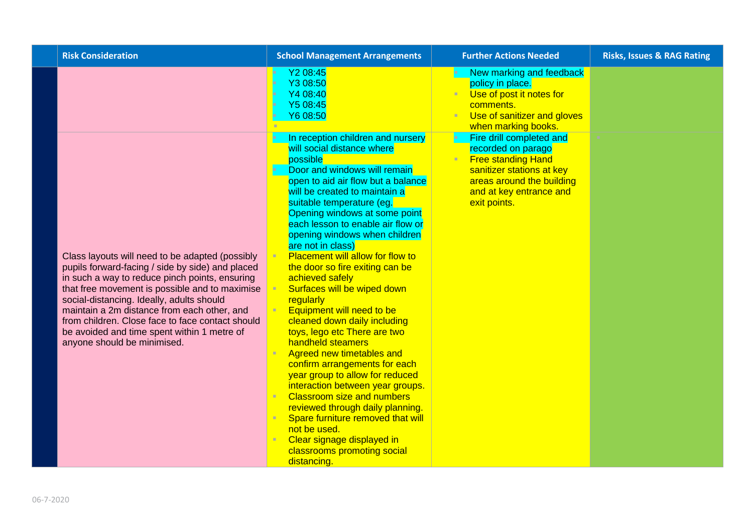| | Risk Consideration | School Management Arrangements | Further Actions Needed | Risks, Issues & RAG Rating |
|---|---|---|---|---|
| | | Y2 08:45<br>Y3 08:50<br>Y4 08:40<br>Y5 08:45<br>Y6 08:50 | New marking and feedback policy in place.<br>Use of post it notes for comments.<br>Use of sanitizer and gloves when marking books. | |
| | Class layouts will need to be adapted (possibly pupils forward-facing / side by side) and placed in such a way to reduce pinch points, ensuring that free movement is possible and to maximise social-distancing. Ideally, adults should maintain a 2m distance from each other, and from children. Close face to face contact should be avoided and time spent within 1 metre of anyone should be minimised. | In reception children and nursery will social distance where possible<br>Door and windows will remain open to aid air flow but a balance will be created to maintain a suitable temperature (eg. Opening windows at some point each lesson to enable air flow or opening windows when children are not in class)<br>Placement will allow for flow to the door so fire exiting can be achieved safely<br>Surfaces will be wiped down regularly<br>Equipment will need to be cleaned down daily including toys, lego etc There are two handheld steamers<br>Agreed new timetables and confirm arrangements for each year group to allow for reduced interaction between year groups.<br>Classroom size and numbers reviewed through daily planning.<br>Spare furniture removed that will not be used.<br>Clear signage displayed in classrooms promoting social distancing. | Fire drill completed and recorded on parago<br>Free standing Hand sanitizer stations at key areas around the building and at key entrance and exit points. | |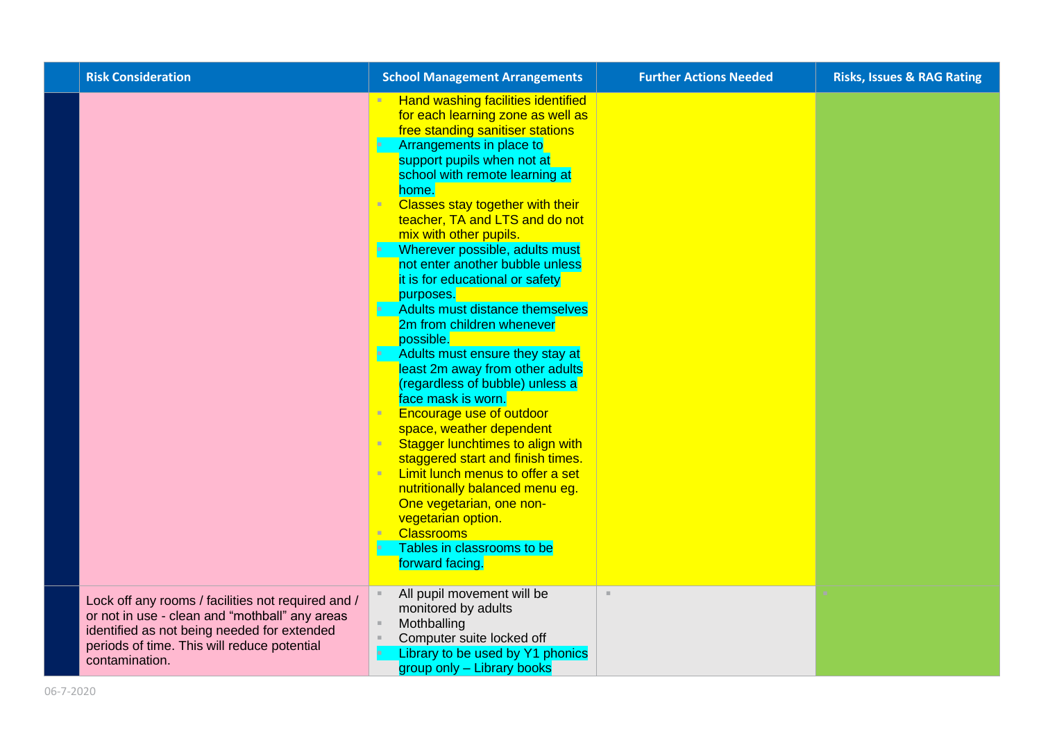| | Risk Consideration | School Management Arrangements | Further Actions Needed | Risks, Issues & RAG Rating |
|---|---|---|---|---|
| | | ▪ Hand washing facilities identified for each learning zone as well as free standing sanitiser stations<br>▪ Arrangements in place to support pupils when not at school with remote learning at home.<br>▪ Classes stay together with their teacher, TA and LTS and do not mix with other pupils.<br>▪ Wherever possible, adults must not enter another bubble unless it is for educational or safety purposes.<br>▪ Adults must distance themselves 2m from children whenever possible.<br>▪ Adults must ensure they stay at least 2m away from other adults (regardless of bubble) unless a face mask is worn.<br>▪ Encourage use of outdoor space, weather dependent<br>▪ Stagger lunchtimes to align with staggered start and finish times.<br>▪ Limit lunch menus to offer a set nutritionally balanced menu eg. One vegetarian, one non-vegetarian option.<br>▪ Classrooms<br>▪ Tables in classrooms to be forward facing. | | |
| | Lock off any rooms / facilities not required and / or not in use - clean and "mothball" any areas identified as not being needed for extended periods of time. This will reduce potential contamination. | ▪ All pupil movement will be monitored by adults<br>▪ Mothballing<br>▪ Computer suite locked off<br>▪ Library to be used by Y1 phonics group only – Library books | ▪ | ▪ |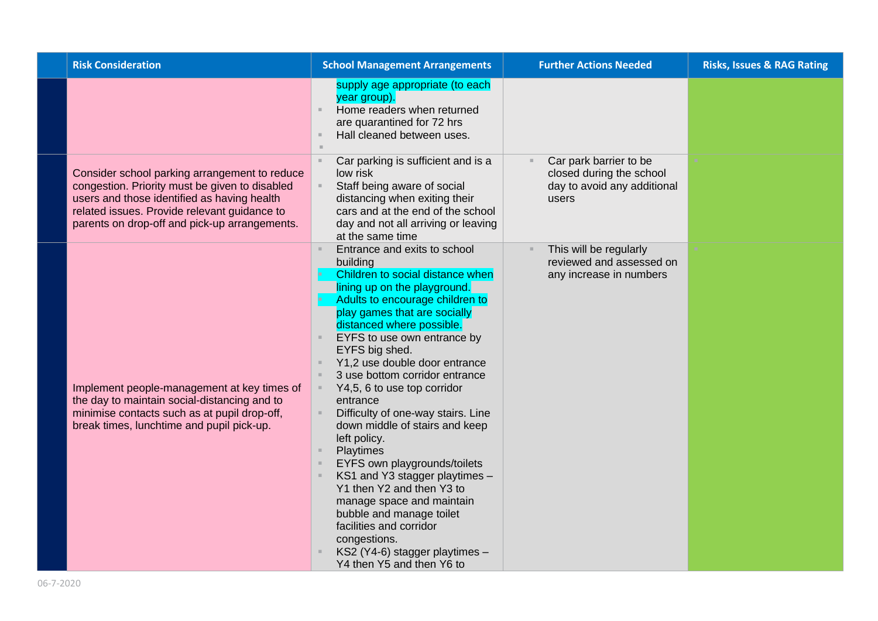| | Risk Consideration | School Management Arrangements | Further Actions Needed | Risks, Issues & RAG Rating |
|---|---|---|---|---|
| | | supply age appropriate (to each year group).<br>▪ Home readers when returned are quarantined for 72 hrs<br>▪ Hall cleaned between uses.<br>▪ | | |
| | Consider school parking arrangement to reduce congestion. Priority must be given to disabled users and those identified as having health related issues. Provide relevant guidance to parents on drop-off and pick-up arrangements. | ▪ Car parking is sufficient and is a low risk<br>▪ Staff being aware of social distancing when exiting their cars and at the end of the school day and not all arriving or leaving at the same time | ▪ Car park barrier to be closed during the school day to avoid any additional users | ▪ |
| | Implement people-management at key times of the day to maintain social-distancing and to minimise contacts such as at pupil drop-off, break times, lunchtime and pupil pick-up. | ▪ Entrance and exits to school building<br>▪ Children to social distance when lining up on the playground.<br>▪ Adults to encourage children to play games that are socially distanced where possible.<br>▪ EYFS to use own entrance by EYFS big shed.<br>▪ Y1,2 use double door entrance<br>▪ 3 use bottom corridor entrance<br>▪ Y4,5, 6 to use top corridor entrance<br>▪ Difficulty of one-way stairs. Line down middle of stairs and keep left policy.<br>▪ Playtimes<br>▪ EYFS own playgrounds/toilets<br>▪ KS1 and Y3 stagger playtimes – Y1 then Y2 and then Y3 to manage space and maintain bubble and manage toilet facilities and corridor congestions.<br>▪ KS2 (Y4-6) stagger playtimes – Y4 then Y5 and then Y6 to | ▪ This will be regularly reviewed and assessed on any increase in numbers | ▪ |

06-7-2020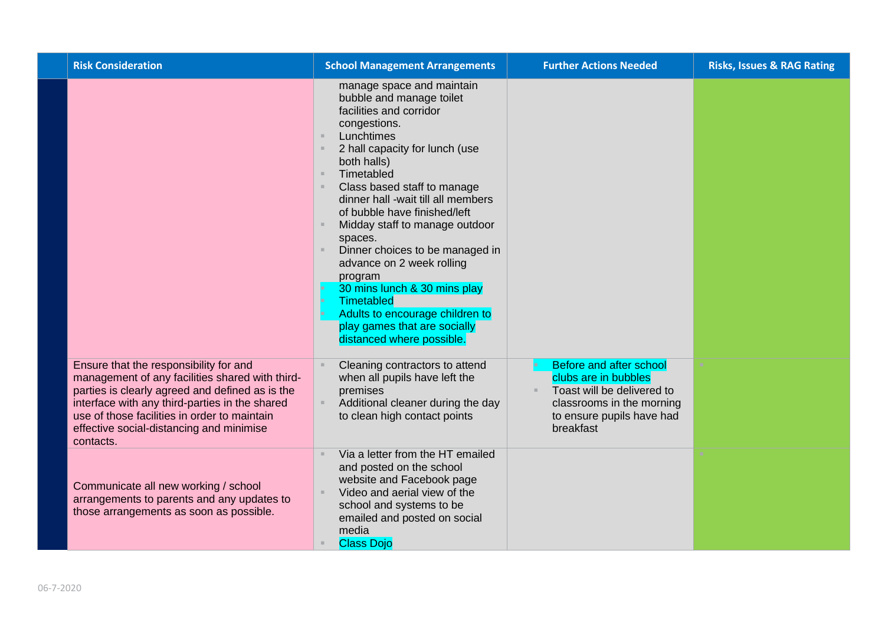| Risk Consideration | School Management Arrangements | Further Actions Needed | Risks, Issues & RAG Rating |
|---|---|---|---|
| | manage space and maintain bubble and manage toilet facilities and corridor congestions.<br>▪ Lunchtimes<br>▪ 2 hall capacity for lunch (use both halls)<br>▪ Timetabled<br>▪ Class based staff to manage dinner hall -wait till all members of bubble have finished/left<br>▪ Midday staff to manage outdoor spaces.<br>▪ Dinner choices to be managed in advance on 2 week rolling program<br>▪ 30 mins lunch & 30 mins play<br>▪ Timetabled<br>▪ Adults to encourage children to play games that are socially distanced where possible. | | |
| Ensure that the responsibility for and management of any facilities shared with third-parties is clearly agreed and defined as is the interface with any third-parties in the shared use of those facilities in order to maintain effective social-distancing and minimise contacts. | ▪ Cleaning contractors to attend when all pupils have left the premises<br>▪ Additional cleaner during the day to clean high contact points | ▪ Before and after school clubs are in bubbles<br>▪ Toast will be delivered to classrooms in the morning to ensure pupils have had breakfast | ▪ |
| Communicate all new working / school arrangements to parents and any updates to those arrangements as soon as possible. | ▪ Via a letter from the HT emailed and posted on the school website and Facebook page<br>▪ Video and aerial view of the school and systems to be emailed and posted on social media<br>▪ Class Dojo | | ▪ |

06-7-2020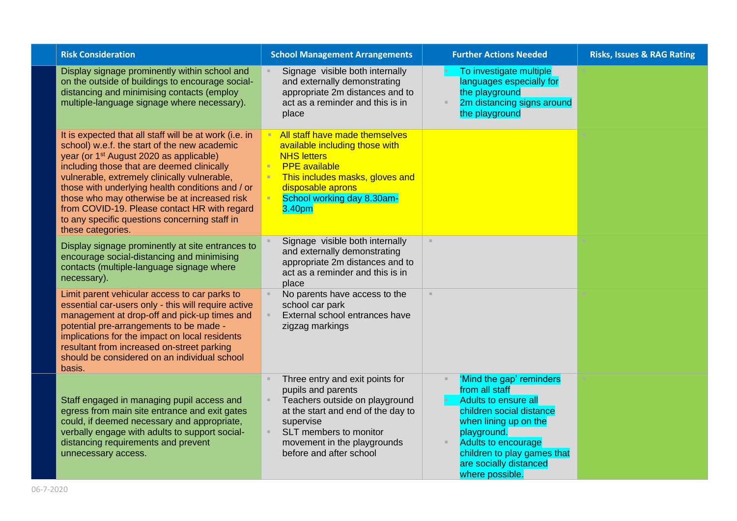| | Risk Consideration | School Management Arrangements | Further Actions Needed | Risks, Issues & RAG Rating |
|---|---|---|---|---|
| | Display signage prominently within school and on the outside of buildings to encourage social-distancing and minimising contacts (employ multiple-language signage where necessary). | Signage visible both internally and externally demonstrating appropriate 2m distances and to act as a reminder and this is in place | To investigate multiple languages especially for the playground<br>2m distancing signs around the playground | |
| | It is expected that all staff will be at work (i.e. in school) w.e.f. the start of the new academic year (or 1st August 2020 as applicable) including those that are deemed clinically vulnerable, extremely clinically vulnerable, those with underlying health conditions and / or those who may otherwise be at increased risk from COVID-19. Please contact HR with regard to any specific questions concerning staff in these categories. | All staff have made themselves available including those with NHS letters<br>PPE available<br>This includes masks, gloves and disposable aprons<br>School working day 8.30am-3.40pm | | |
| | Display signage prominently at site entrances to encourage social-distancing and minimising contacts (multiple-language signage where necessary). | Signage visible both internally and externally demonstrating appropriate 2m distances and to act as a reminder and this is in place | | |
| | Limit parent vehicular access to car parks to essential car-users only - this will require active management at drop-off and pick-up times and potential pre-arrangements to be made - implications for the impact on local residents resultant from increased on-street parking should be considered on an individual school basis. | No parents have access to the school car park<br>External school entrances have zigzag markings | | |
| | Staff engaged in managing pupil access and egress from main site entrance and exit gates could, if deemed necessary and appropriate, verbally engage with adults to support social-distancing requirements and prevent unnecessary access. | Three entry and exit points for pupils and parents<br>Teachers outside on playground at the start and end of the day to supervise<br>SLT members to monitor movement in the playgrounds before and after school | 'Mind the gap' reminders from all staff<br>Adults to ensure all children social distance when lining up on the playground.<br>Adults to encourage children to play games that are socially distanced where possible. | |

06-7-2020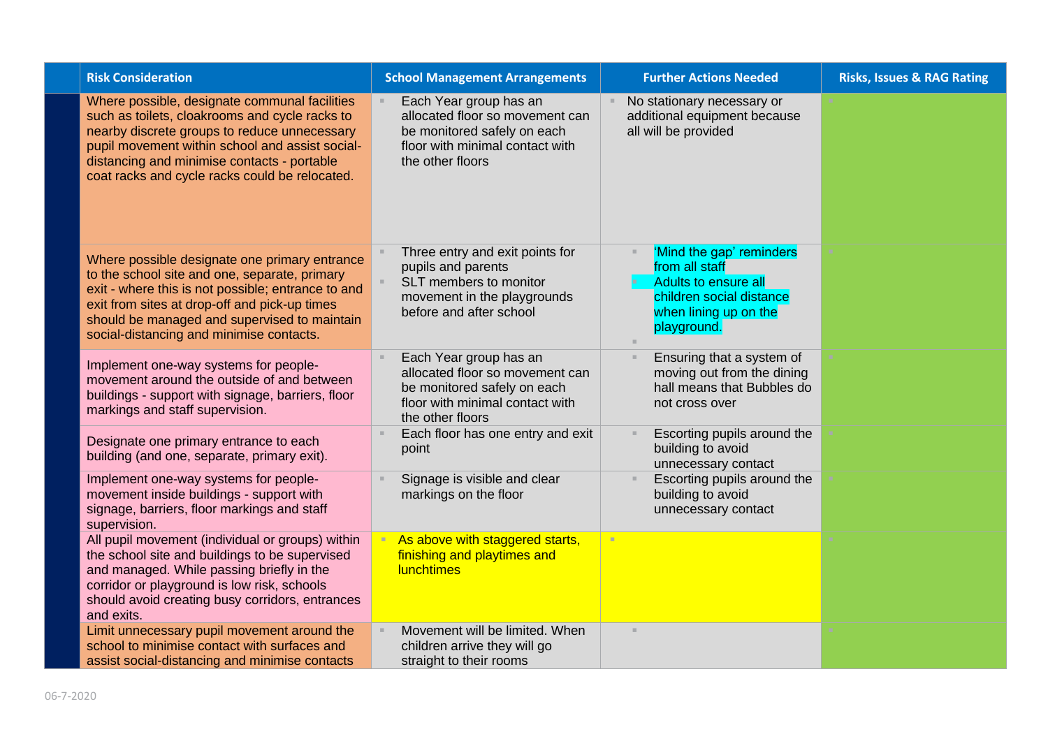| Risk Consideration | School Management Arrangements | Further Actions Needed | Risks, Issues & RAG Rating |
|---|---|---|---|
| Where possible, designate communal facilities such as toilets, cloakrooms and cycle racks to nearby discrete groups to reduce unnecessary pupil movement within school and assist social-distancing and minimise contacts - portable coat racks and cycle racks could be relocated. | Each Year group has an allocated floor so movement can be monitored safely on each floor with minimal contact with the other floors | No stationary necessary or additional equipment because all will be provided | |
| Where possible designate one primary entrance to the school site and one, separate, primary exit - where this is not possible; entrance to and exit from sites at drop-off and pick-up times should be managed and supervised to maintain social-distancing and minimise contacts. | Three entry and exit points for pupils and parents<br>SLT members to monitor movement in the playgrounds before and after school | 'Mind the gap' reminders from all staff<br>Adults to ensure all children social distance when lining up on the playground. | |
| Implement one-way systems for people-movement around the outside of and between buildings - support with signage, barriers, floor markings and staff supervision. | Each Year group has an allocated floor so movement can be monitored safely on each floor with minimal contact with the other floors | Ensuring that a system of moving out from the dining hall means that Bubbles do not cross over | |
| Designate one primary entrance to each building (and one, separate, primary exit). | Each floor has one entry and exit point | Escorting pupils around the building to avoid unnecessary contact | |
| Implement one-way systems for people-movement inside buildings - support with signage, barriers, floor markings and staff supervision. | Signage is visible and clear markings on the floor | Escorting pupils around the building to avoid unnecessary contact | |
| All pupil movement (individual or groups) within the school site and buildings to be supervised and managed. While passing briefly in the corridor or playground is low risk, schools should avoid creating busy corridors, entrances and exits. | As above with staggered starts, finishing and playtimes and lunchtimes | | |
| Limit unnecessary pupil movement around the school to minimise contact with surfaces and assist social-distancing and minimise contacts | Movement will be limited. When children arrive they will go straight to their rooms | | |

06-7-2020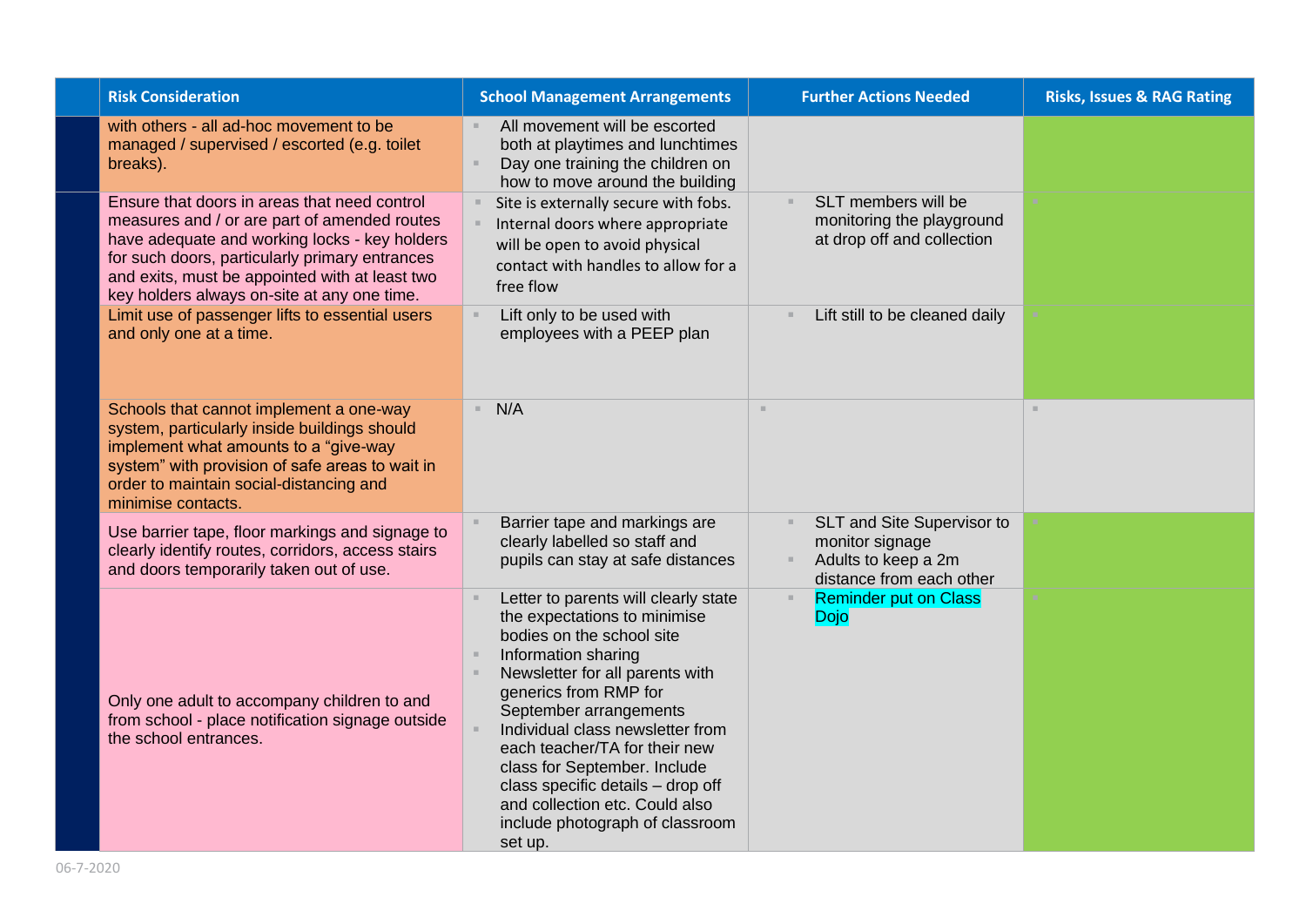| Risk Consideration | School Management Arrangements | Further Actions Needed | Risks, Issues & RAG Rating |
|---|---|---|---|
| with others - all ad-hoc movement to be managed / supervised / escorted (e.g. toilet breaks). | All movement will be escorted both at playtimes and lunchtimes<br>Day one training the children on how to move around the building | | |
| Ensure that doors in areas that need control measures and / or are part of amended routes have adequate and working locks - key holders for such doors, particularly primary entrances and exits, must be appointed with at least two key holders always on-site at any one time. | Site is externally secure with fobs.<br>Internal doors where appropriate will be open to avoid physical contact with handles to allow for a free flow | SLT members will be monitoring the playground at drop off and collection | |
| Limit use of passenger lifts to essential users and only one at a time. | Lift only to be used with employees with a PEEP plan | Lift still to be cleaned daily | |
| Schools that cannot implement a one-way system, particularly inside buildings should implement what amounts to a "give-way system" with provision of safe areas to wait in order to maintain social-distancing and minimise contacts. | N/A | | |
| Use barrier tape, floor markings and signage to clearly identify routes, corridors, access stairs and doors temporarily taken out of use. | Barrier tape and markings are clearly labelled so staff and pupils can stay at safe distances | SLT and Site Supervisor to monitor signage<br>Adults to keep a 2m distance from each other | |
| Only one adult to accompany children to and from school - place notification signage outside the school entrances. | Letter to parents will clearly state the expectations to minimise bodies on the school site<br>Information sharing<br>Newsletter for all parents with generics from RMP for September arrangements<br>Individual class newsletter from each teacher/TA for their new class for September. Include class specific details – drop off and collection etc. Could also include photograph of classroom set up. | Reminder put on Class Dojo | |

06-7-2020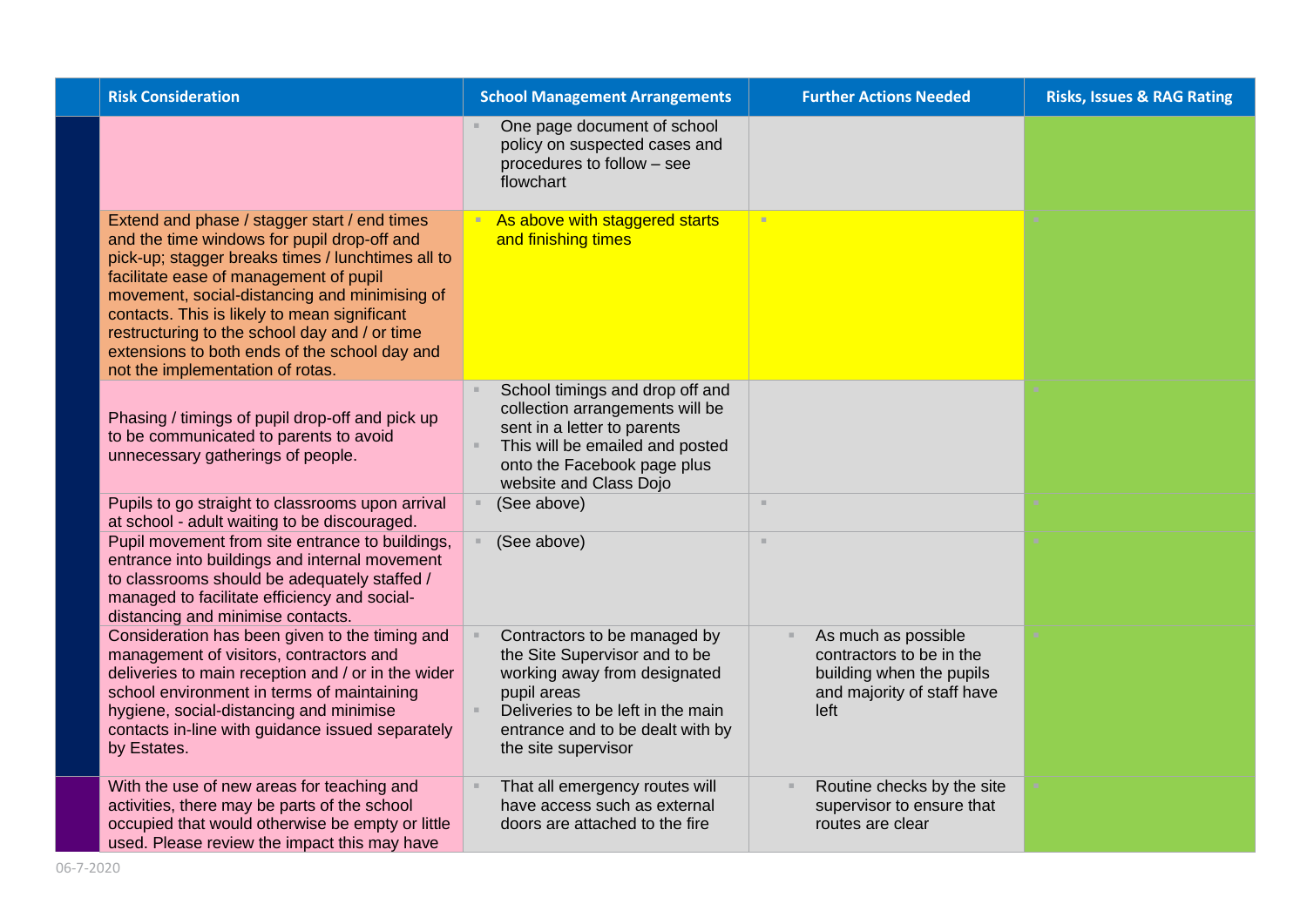| Risk Consideration | School Management Arrangements | Further Actions Needed | Risks, Issues & RAG Rating |
|---|---|---|---|
| | One page document of school policy on suspected cases and procedures to follow – see flowchart | | |
| Extend and phase / stagger start / end times and the time windows for pupil drop-off and pick-up; stagger breaks times / lunchtimes all to facilitate ease of management of pupil movement, social-distancing and minimising of contacts. This is likely to mean significant restructuring to the school day and / or time extensions to both ends of the school day and not the implementation of rotas. | As above with staggered starts and finishing times | | |
| Phasing / timings of pupil drop-off and pick up to be communicated to parents to avoid unnecessary gatherings of people. | School timings and drop off and collection arrangements will be sent in a letter to parents<br>This will be emailed and posted onto the Facebook page plus website and Class Dojo | | |
| Pupils to go straight to classrooms upon arrival at school - adult waiting to be discouraged. | (See above) | | |
| Pupil movement from site entrance to buildings, entrance into buildings and internal movement to classrooms should be adequately staffed / managed to facilitate efficiency and social-distancing and minimise contacts. | (See above) | | |
| Consideration has been given to the timing and management of visitors, contractors and deliveries to main reception and / or in the wider school environment in terms of maintaining hygiene, social-distancing and minimise contacts in-line with guidance issued separately by Estates. | Contractors to be managed by the Site Supervisor and to be working away from designated pupil areas<br>Deliveries to be left in the main entrance and to be dealt with by the site supervisor | As much as possible contractors to be in the building when the pupils and majority of staff have left | |
| With the use of new areas for teaching and activities, there may be parts of the school occupied that would otherwise be empty or little used. Please review the impact this may have | That all emergency routes will have access such as external doors are attached to the fire | Routine checks by the site supervisor to ensure that routes are clear | |

06-7-2020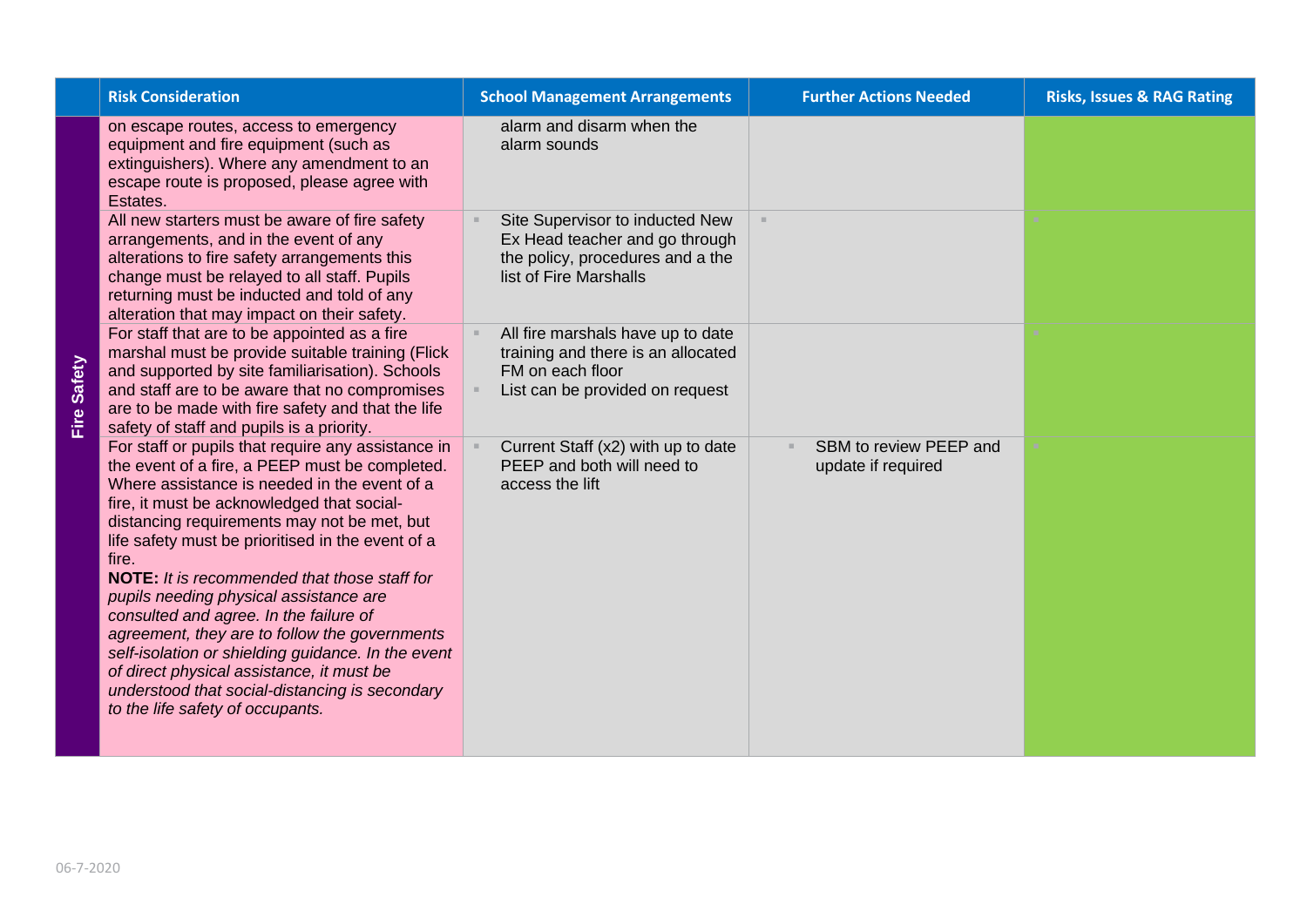| | Risk Consideration | School Management Arrangements | Further Actions Needed | Risks, Issues & RAG Rating |
|---|---|---|---|---|
| Fire Safety | on escape routes, access to emergency equipment and fire equipment (such as extinguishers). Where any amendment to an escape route is proposed, please agree with Estates. | alarm and disarm when the alarm sounds | | |
| | All new starters must be aware of fire safety arrangements, and in the event of any alterations to fire safety arrangements this change must be relayed to all staff. Pupils returning must be inducted and told of any alteration that may impact on their safety. | - Site Supervisor to inducted New Ex Head teacher and go through the policy, procedures and a the list of Fire Marshalls | - | - |
| | For staff that are to be appointed as a fire marshal must be provide suitable training (Flick and supported by site familiarisation). Schools and staff are to be aware that no compromises are to be made with fire safety and that the life safety of staff and pupils is a priority. | - All fire marshals have up to date training and there is an allocated FM on each floor<br>- List can be provided on request | | - |
| | For staff or pupils that require any assistance in the event of a fire, a PEEP must be completed. Where assistance is needed in the event of a fire, it must be acknowledged that social-distancing requirements may not be met, but life safety must be prioritised in the event of a fire.<br>**NOTE:** *It is recommended that those staff for pupils needing physical assistance are consulted and agree. In the failure of agreement, they are to follow the governments self-isolation or shielding guidance. In the event of direct physical assistance, it must be understood that social-distancing is secondary to the life safety of occupants.* | - Current Staff (x2) with up to date PEEP and both will need to access the lift | - SBM to review PEEP and update if required | - |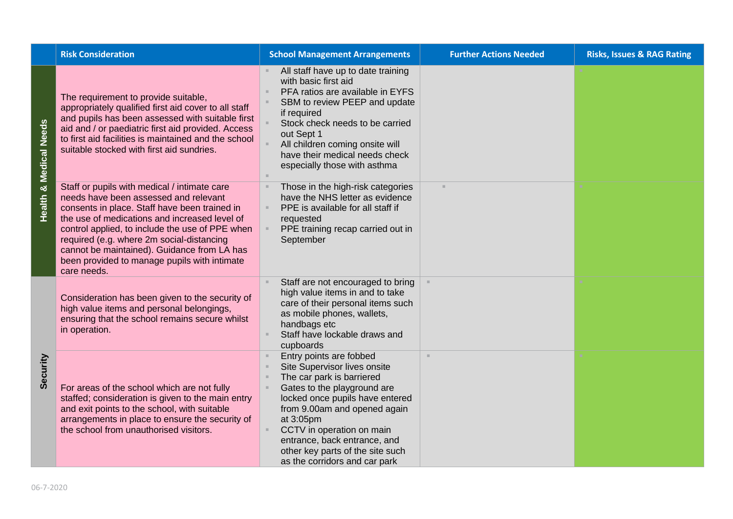| | Risk Consideration | School Management Arrangements | Further Actions Needed | Risks, Issues & RAG Rating |
|---|---|---|---|---|
| Health & Medical Needs | The requirement to provide suitable, appropriately qualified first aid cover to all staff and pupils has been assessed with suitable first aid and / or paediatric first aid provided. Access to first aid facilities is maintained and the school suitable stocked with first aid sundries. | - All staff have up to date training with basic first aid<br>- PFA ratios are available in EYFS<br>- SBM to review PEEP and update if required<br>- Stock check needs to be carried out Sept 1<br>- All children coming onsite will have their medical needs check especially those with asthma | | |
| | Staff or pupils with medical / intimate care needs have been assessed and relevant consents in place. Staff have been trained in the use of medications and increased level of control applied, to include the use of PPE when required (e.g. where 2m social-distancing cannot be maintained). Guidance from LA has been provided to manage pupils with intimate care needs. | - Those in the high-risk categories have the NHS letter as evidence<br>- PPE is available for all staff if requested<br>- PPE training recap carried out in September | | |
| Security | Consideration has been given to the security of high value items and personal belongings, ensuring that the school remains secure whilst in operation. | - Staff are not encouraged to bring high value items in and to take care of their personal items such as mobile phones, wallets, handbags etc<br>- Staff have lockable draws and cupboards | | |
| | For areas of the school which are not fully staffed; consideration is given to the main entry and exit points to the school, with suitable arrangements in place to ensure the security of the school from unauthorised visitors. | - Entry points are fobbed<br>- Site Supervisor lives onsite<br>- The car park is barriered<br>- Gates to the playground are locked once pupils have entered from 9.00am and opened again at 3:05pm<br>- CCTV in operation on main entrance, back entrance, and other key parts of the site such as the corridors and car park | | |

06-7-2020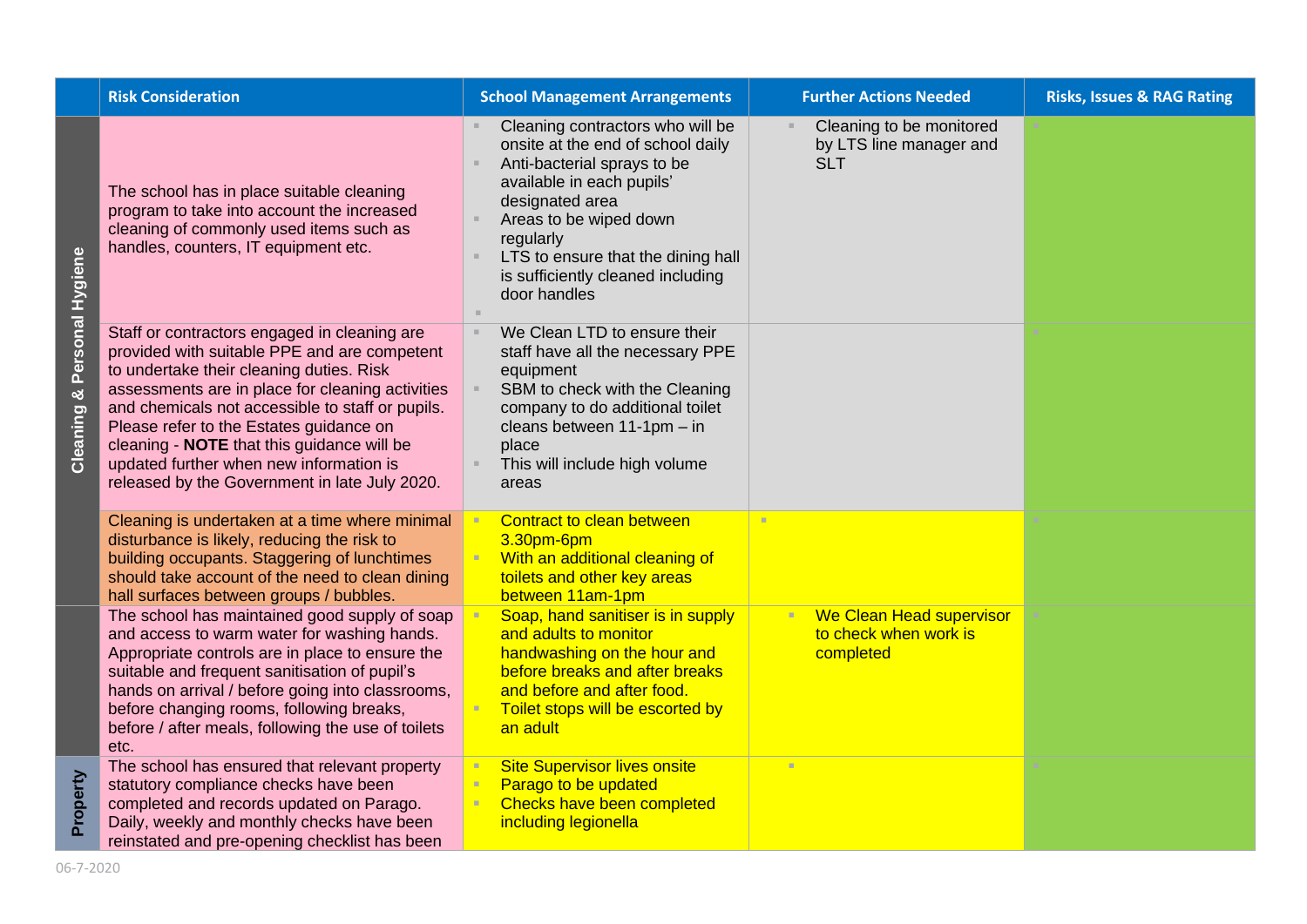| | Risk Consideration | School Management Arrangements | Further Actions Needed | Risks, Issues & RAG Rating |
|---|---|---|---|---|
| Cleaning & Personal Hygiene | The school has in place suitable cleaning program to take into account the increased cleaning of commonly used items such as handles, counters, IT equipment etc. | - Cleaning contractors who will be onsite at the end of school daily<br>- Anti-bacterial sprays to be available in each pupils' designated area<br>- Areas to be wiped down regularly<br>- LTS to ensure that the dining hall is sufficiently cleaned including door handles | - Cleaning to be monitored by LTS line manager and SLT | |
| | Staff or contractors engaged in cleaning are provided with suitable PPE and are competent to undertake their cleaning duties. Risk assessments are in place for cleaning activities and chemicals not accessible to staff or pupils. Please refer to the Estates guidance on cleaning - **NOTE** that this guidance will be updated further when new information is released by the Government in late July 2020. | - We Clean LTD to ensure their staff have all the necessary PPE equipment<br>- SBM to check with the Cleaning company to do additional toilet cleans between 11-1pm – in place<br>- This will include high volume areas | | |
| | Cleaning is undertaken at a time where minimal disturbance is likely, reducing the risk to building occupants. Staggering of lunchtimes should take account of the need to clean dining hall surfaces between groups / bubbles. | - Contract to clean between 3.30pm-6pm<br>- With an additional cleaning of toilets and other key areas between 11am-1pm | | |
| | The school has maintained good supply of soap and access to warm water for washing hands. Appropriate controls are in place to ensure the suitable and frequent sanitisation of pupil's hands on arrival / before going into classrooms, before changing rooms, following breaks, before / after meals, following the use of toilets etc. | - Soap, hand sanitiser is in supply and adults to monitor handwashing on the hour and before breaks and after breaks and before and after food.<br>- Toilet stops will be escorted by an adult | - We Clean Head supervisor to check when work is completed | |
| Property | The school has ensured that relevant property statutory compliance checks have been completed and records updated on Parago. Daily, weekly and monthly checks have been reinstated and pre-opening checklist has been | - Site Supervisor lives onsite<br>- Parago to be updated<br>- Checks have been completed including legionella | | |

06-7-2020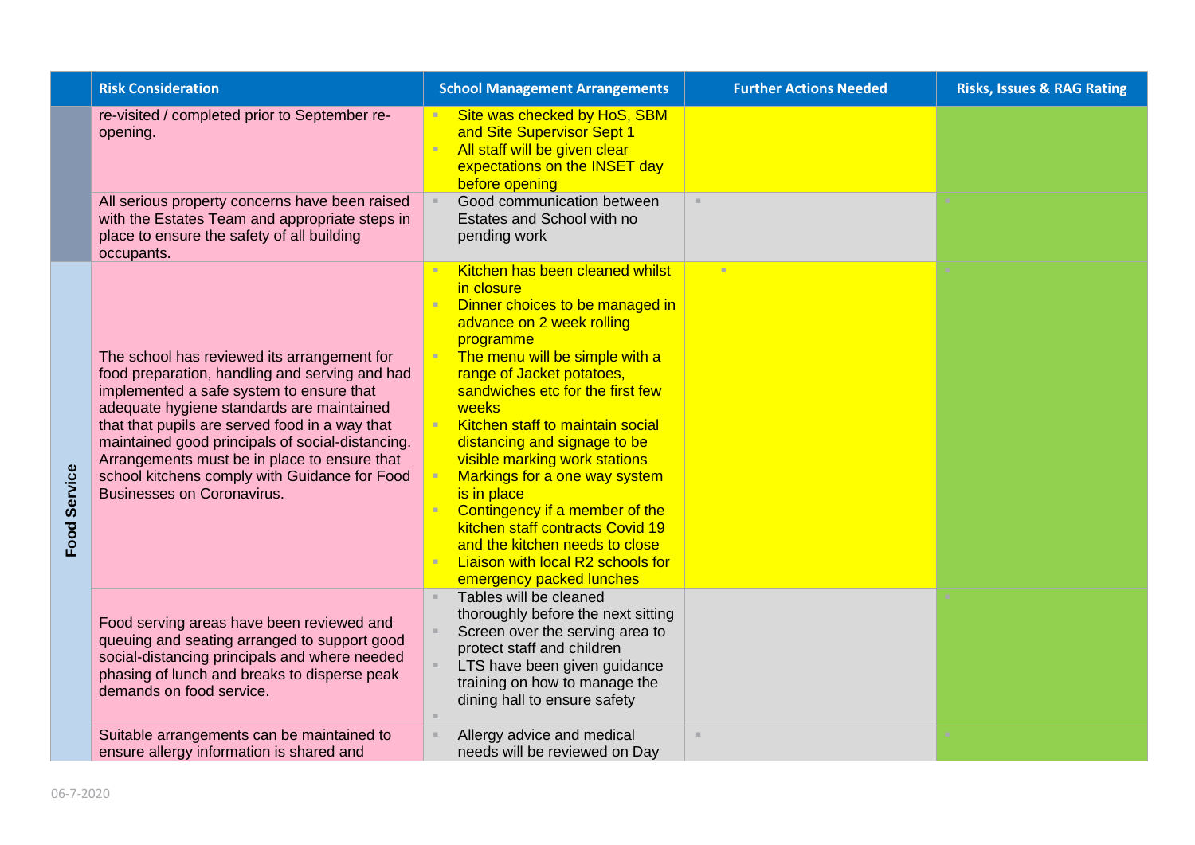| | Risk Consideration | School Management Arrangements | Further Actions Needed | Risks, Issues & RAG Rating |
|---|---|---|---|---|
| | re-visited / completed prior to September re-opening. | • Site was checked by HoS, SBM and Site Supervisor Sept 1<br>• All staff will be given clear expectations on the INSET day before opening | | |
| | All serious property concerns have been raised with the Estates Team and appropriate steps in place to ensure the safety of all building occupants. | • Good communication between Estates and School with no pending work | • | • |
| **Food Service** | The school has reviewed its arrangement for food preparation, handling and serving and had implemented a safe system to ensure that adequate hygiene standards are maintained that that pupils are served food in a way that maintained good principals of social-distancing. Arrangements must be in place to ensure that school kitchens comply with Guidance for Food Businesses on Coronavirus. | • Kitchen has been cleaned whilst in closure<br>• Dinner choices to be managed in advance on 2 week rolling programme<br>• The menu will be simple with a range of Jacket potatoes, sandwiches etc for the first few weeks<br>• Kitchen staff to maintain social distancing and signage to be visible marking work stations<br>• Markings for a one way system is in place<br>• Contingency if a member of the kitchen staff contracts Covid 19 and the kitchen needs to close<br>• Liaison with local R2 schools for emergency packed lunches | • | • |
| | Food serving areas have been reviewed and queuing and seating arranged to support good social-distancing principals and where needed phasing of lunch and breaks to disperse peak demands on food service. | • Tables will be cleaned thoroughly before the next sitting<br>• Screen over the serving area to protect staff and children<br>• LTS have been given guidance training on how to manage the dining hall to ensure safety<br>• | | • |
| | Suitable arrangements can be maintained to ensure allergy information is shared and | • Allergy advice and medical needs will be reviewed on Day | • | • |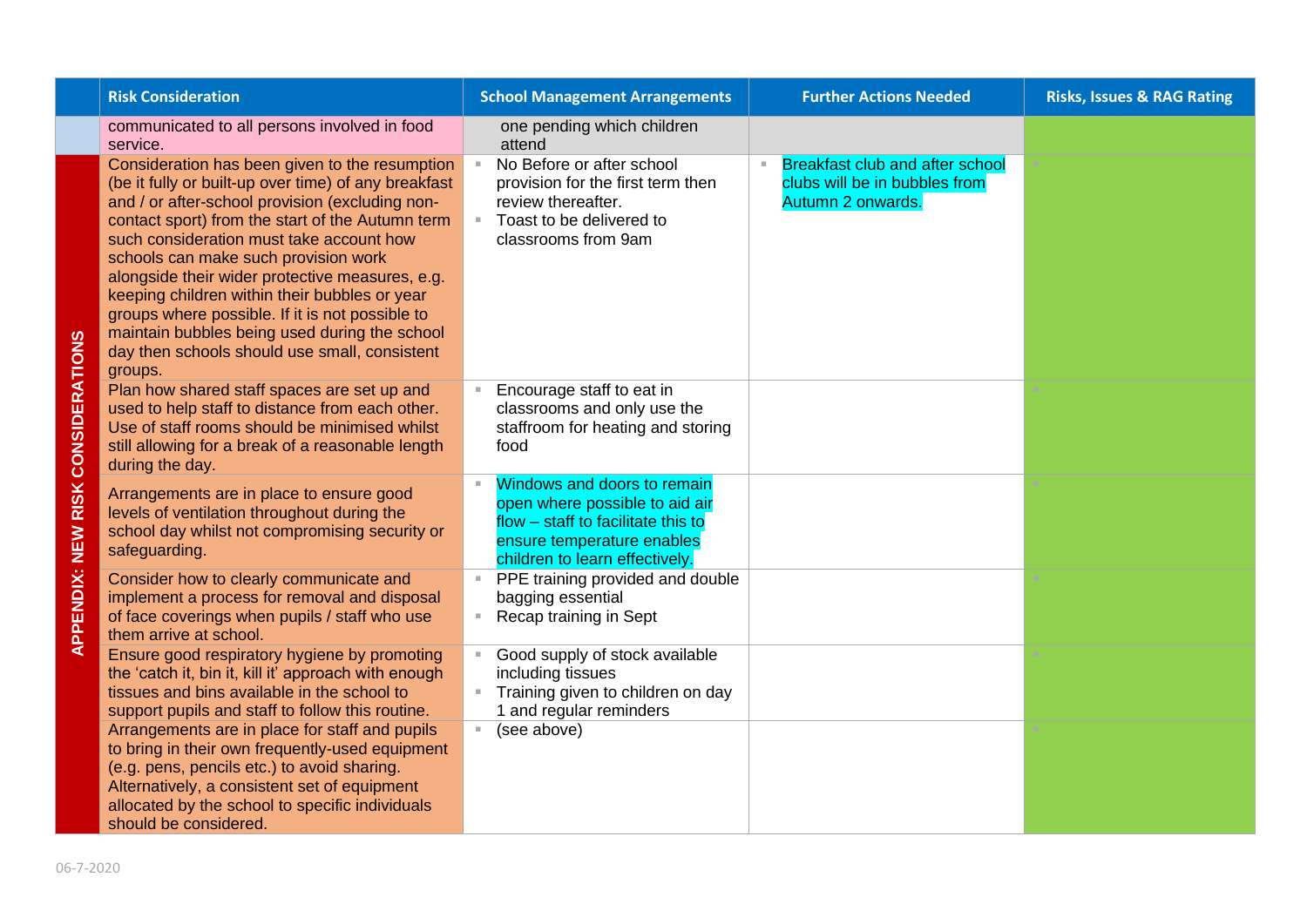| | Risk Consideration | School Management Arrangements | Further Actions Needed | Risks, Issues & RAG Rating |
|---|---|---|---|---|
| | communicated to all persons involved in food service. | one pending which children attend | | |
| APPENDIX: NEW RISK CONSIDERATIONS | Consideration has been given to the resumption (be it fully or built-up over time) of any breakfast and / or after-school provision (excluding non-contact sport) from the start of the Autumn term such consideration must take account how schools can make such provision work alongside their wider protective measures, e.g. keeping children within their bubbles or year groups where possible. If it is not possible to maintain bubbles being used during the school day then schools should use small, consistent groups. | ▪ No Before or after school provision for the first term then review thereafter.<br>▪ Toast to be delivered to classrooms from 9am | ▪ Breakfast club and after school clubs will be in bubbles from Autumn 2 onwards. | ▪ |
| | Plan how shared staff spaces are set up and used to help staff to distance from each other. Use of staff rooms should be minimised whilst still allowing for a break of a reasonable length during the day. | ▪ Encourage staff to eat in classrooms and only use the staffroom for heating and storing food | | ▪ |
| | Arrangements are in place to ensure good levels of ventilation throughout during the school day whilst not compromising security or safeguarding. | ▪ Windows and doors to remain open where possible to aid air flow – staff to facilitate this to ensure temperature enables children to learn effectively. | | ▪ |
| | Consider how to clearly communicate and implement a process for removal and disposal of face coverings when pupils / staff who use them arrive at school. | ▪ PPE training provided and double bagging essential<br>▪ Recap training in Sept | | ▪ |
| | Ensure good respiratory hygiene by promoting the 'catch it, bin it, kill it' approach with enough tissues and bins available in the school to support pupils and staff to follow this routine. | ▪ Good supply of stock available including tissues<br>▪ Training given to children on day 1 and regular reminders | | ▪ |
| | Arrangements are in place for staff and pupils to bring in their own frequently-used equipment (e.g. pens, pencils etc.) to avoid sharing. Alternatively, a consistent set of equipment allocated by the school to specific individuals should be considered. | ▪ (see above) | | ▪ |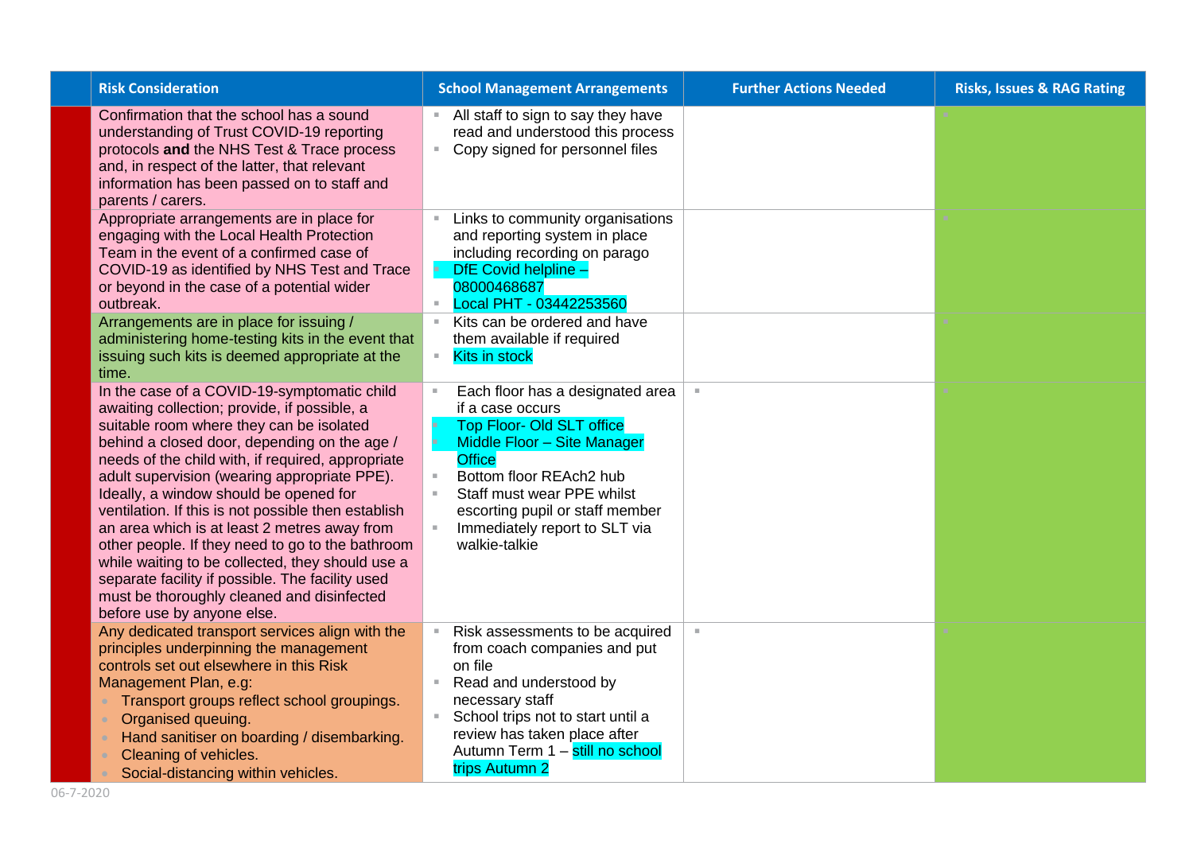| | Risk Consideration | School Management Arrangements | Further Actions Needed | Risks, Issues & RAG Rating |
|---|---|---|---|---|
| | Confirmation that the school has a sound understanding of Trust COVID-19 reporting protocols **and** the NHS Test & Trace process and, in respect of the latter, that relevant information has been passed on to staff and parents / carers. | ▪ All staff to sign to say they have read and understood this process<br>▪ Copy signed for personnel files | | |
| | Appropriate arrangements are in place for engaging with the Local Health Protection Team in the event of a confirmed case of COVID-19 as identified by NHS Test and Trace or beyond in the case of a potential wider outbreak. | ▪ Links to community organisations and reporting system in place including recording on parago<br>▪ DfE Covid helpline – 08000468687<br>▪ Local PHT - 03442253560 | | |
| | Arrangements are in place for issuing / administering home-testing kits in the event that issuing such kits is deemed appropriate at the time. | ▪ Kits can be ordered and have them available if required<br>▪ Kits in stock | | |
| | In the case of a COVID-19-symptomatic child awaiting collection; provide, if possible, a suitable room where they can be isolated behind a closed door, depending on the age / needs of the child with, if required, appropriate adult supervision (wearing appropriate PPE). Ideally, a window should be opened for ventilation. If this is not possible then establish an area which is at least 2 metres away from other people. If they need to go to the bathroom while waiting to be collected, they should use a separate facility if possible. The facility used must be thoroughly cleaned and disinfected before use by anyone else. | ▪ Each floor has a designated area if a case occurs<br>▪ Top Floor- Old SLT office<br>▪ Middle Floor – Site Manager Office<br>▪ Bottom floor REAch2 hub<br>▪ Staff must wear PPE whilst escorting pupil or staff member<br>▪ Immediately report to SLT via walkie-talkie | | |
| | Any dedicated transport services align with the principles underpinning the management controls set out elsewhere in this Risk Management Plan, e.g:<br>• Transport groups reflect school groupings.<br>• Organised queuing.<br>• Hand sanitiser on boarding / disembarking.<br>• Cleaning of vehicles.<br>• Social-distancing within vehicles. | ▪ Risk assessments to be acquired from coach companies and put on file<br>▪ Read and understood by necessary staff<br>▪ School trips not to start until a review has taken place after Autumn Term 1 – still no school trips Autumn 2 | | |

06-7-2020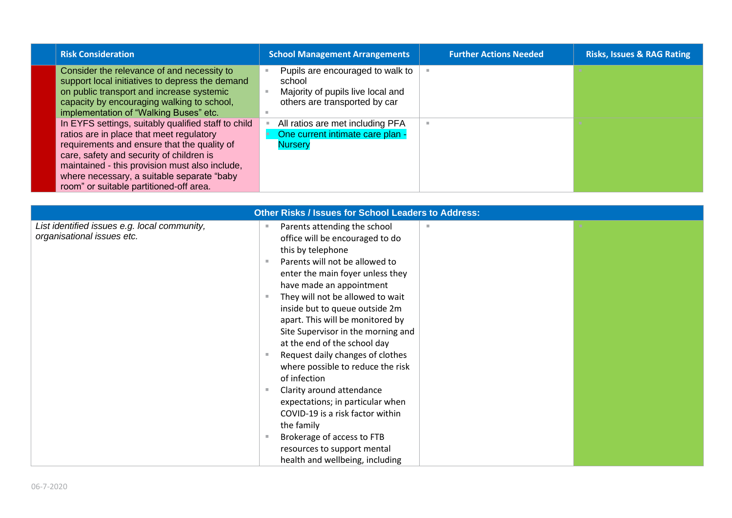| | Risk Consideration | School Management Arrangements | Further Actions Needed | Risks, Issues & RAG Rating |
|---|---|---|---|---|
| | Consider the relevance of and necessity to support local initiatives to depress the demand on public transport and increase systemic capacity by encouraging walking to school, implementation of "Walking Buses" etc. | - Pupils are encouraged to walk to school<br>- Majority of pupils live local and others are transported by car | | |
| | In EYFS settings, suitably qualified staff to child ratios are in place that meet regulatory requirements and ensure that the quality of care, safety and security of children is maintained - this provision must also include, where necessary, a suitable separate "baby room" or suitable partitioned-off area. | - All ratios are met including PFA<br>- One current intimate care plan - Nursery | | |

| Other Risks / Issues for School Leaders to Address: | | | |
|---|---|---|---|
| *List identified issues e.g. local community, organisational issues etc.* | - Parents attending the school office will be encouraged to do this by telephone<br>- Parents will not be allowed to enter the main foyer unless they have made an appointment<br>- They will not be allowed to wait inside but to queue outside 2m apart. This will be monitored by Site Supervisor in the morning and at the end of the school day<br>- Request daily changes of clothes where possible to reduce the risk of infection<br>- Clarity around attendance expectations; in particular when COVID-19 is a risk factor within the family<br>- Brokerage of access to FTB resources to support mental health and wellbeing, including | | |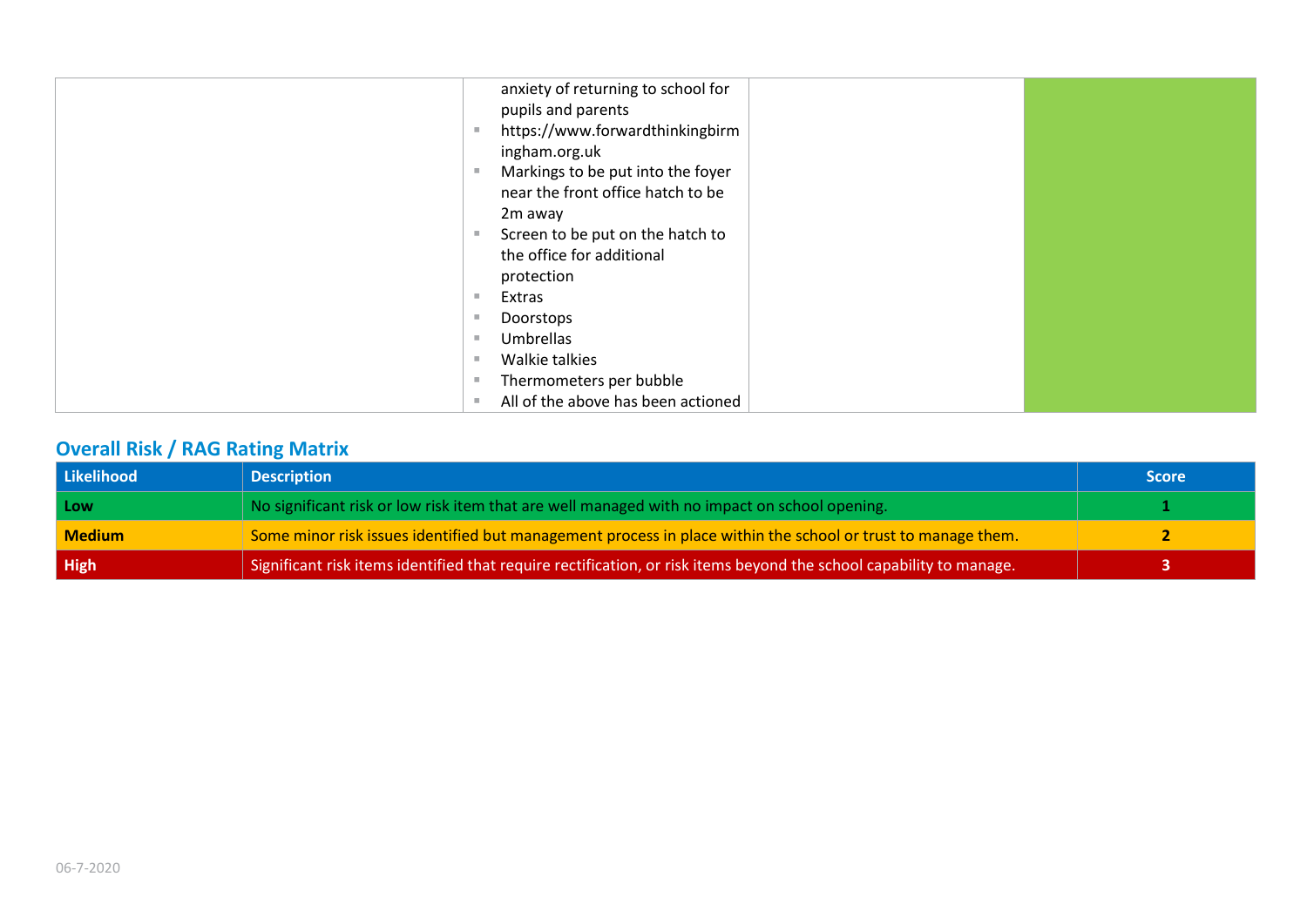| | | | |
|---|---|---|---|
| | anxiety of returning to school for pupils and parents<br>▪ https://www.forwardthinkingbirmingham.org.uk<br>▪ Markings to be put into the foyer near the front office hatch to be 2m away<br>▪ Screen to be put on the hatch to the office for additional protection<br>▪ Extras<br>▪ Doorstops<br>▪ Umbrellas<br>▪ Walkie talkies<br>▪ Thermometers per bubble<br>▪ All of the above has been actioned | | |

## Overall Risk / RAG Rating Matrix

| Likelihood | Description | Score |
|---|---|---|
| **Low** | No significant risk or low risk item that are well managed with no impact on school opening. | **1** |
| **Medium** | Some minor risk issues identified but management process in place within the school or trust to manage them. | **2** |
| **High** | Significant risk items identified that require rectification, or risk items beyond the school capability to manage. | **3** |

06-7-2020